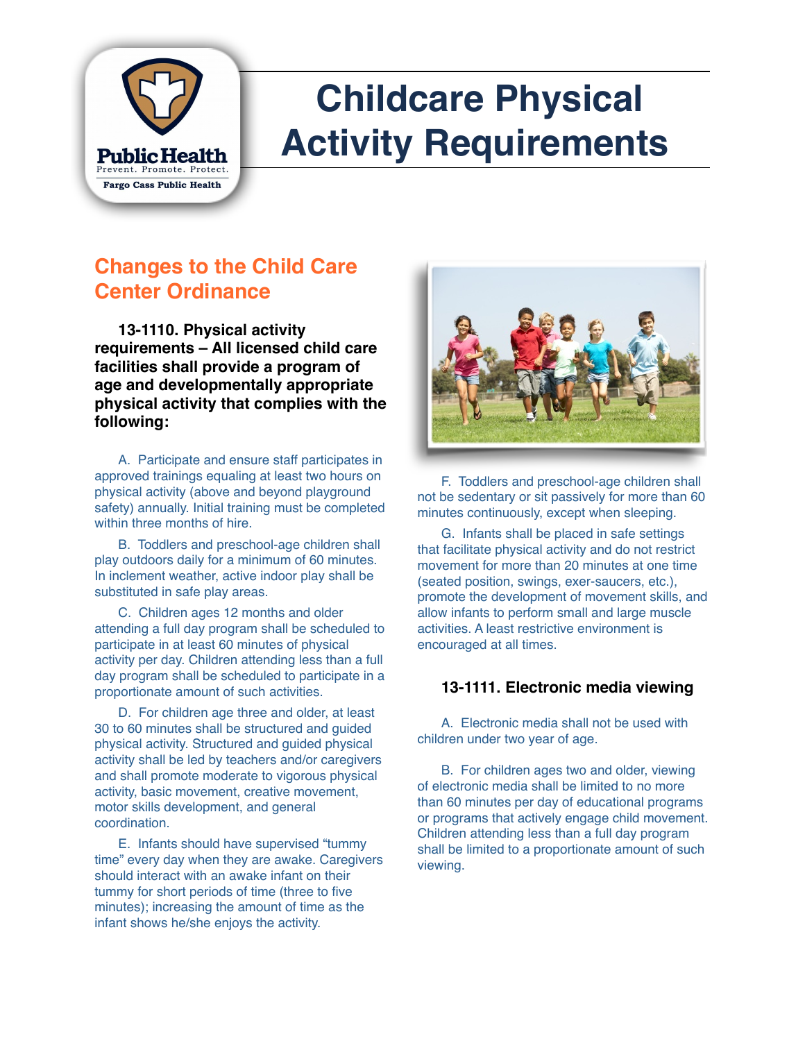Public Health
Prevent. Promote. Protect.
Fargo Cass Public Health

# Childcare Physical Activity Requirements

## Changes to the Child Care Center Ordinance

**13-1110. Physical activity requirements – All licensed child care facilities shall provide a program of age and developmentally appropriate physical activity that complies with the following:**

A. Participate and ensure staff participates in approved trainings equaling at least two hours on physical activity (above and beyond playground safety) annually. Initial training must be completed within three months of hire.

B. Toddlers and preschool-age children shall play outdoors daily for a minimum of 60 minutes. In inclement weather, active indoor play shall be substituted in safe play areas.

C. Children ages 12 months and older attending a full day program shall be scheduled to participate in at least 60 minutes of physical activity per day. Children attending less than a full day program shall be scheduled to participate in a proportionate amount of such activities.

D. For children age three and older, at least 30 to 60 minutes shall be structured and guided physical activity. Structured and guided physical activity shall be led by teachers and/or caregivers and shall promote moderate to vigorous physical activity, basic movement, creative movement, motor skills development, and general coordination.

E. Infants should have supervised "tummy time" every day when they are awake. Caregivers should interact with an awake infant on their tummy for short periods of time (three to five minutes); increasing the amount of time as the infant shows he/she enjoys the activity.

F. Toddlers and preschool-age children shall not be sedentary or sit passively for more than 60 minutes continuously, except when sleeping.

G. Infants shall be placed in safe settings that facilitate physical activity and do not restrict movement for more than 20 minutes at one time (seated position, swings, exer-saucers, etc.), promote the development of movement skills, and allow infants to perform small and large muscle activities. A least restrictive environment is encouraged at all times.

**13-1111. Electronic media viewing**

A. Electronic media shall not be used with children under two year of age.

B. For children ages two and older, viewing of electronic media shall be limited to no more than 60 minutes per day of educational programs or programs that actively engage child movement. Children attending less than a full day program shall be limited to a proportionate amount of such viewing.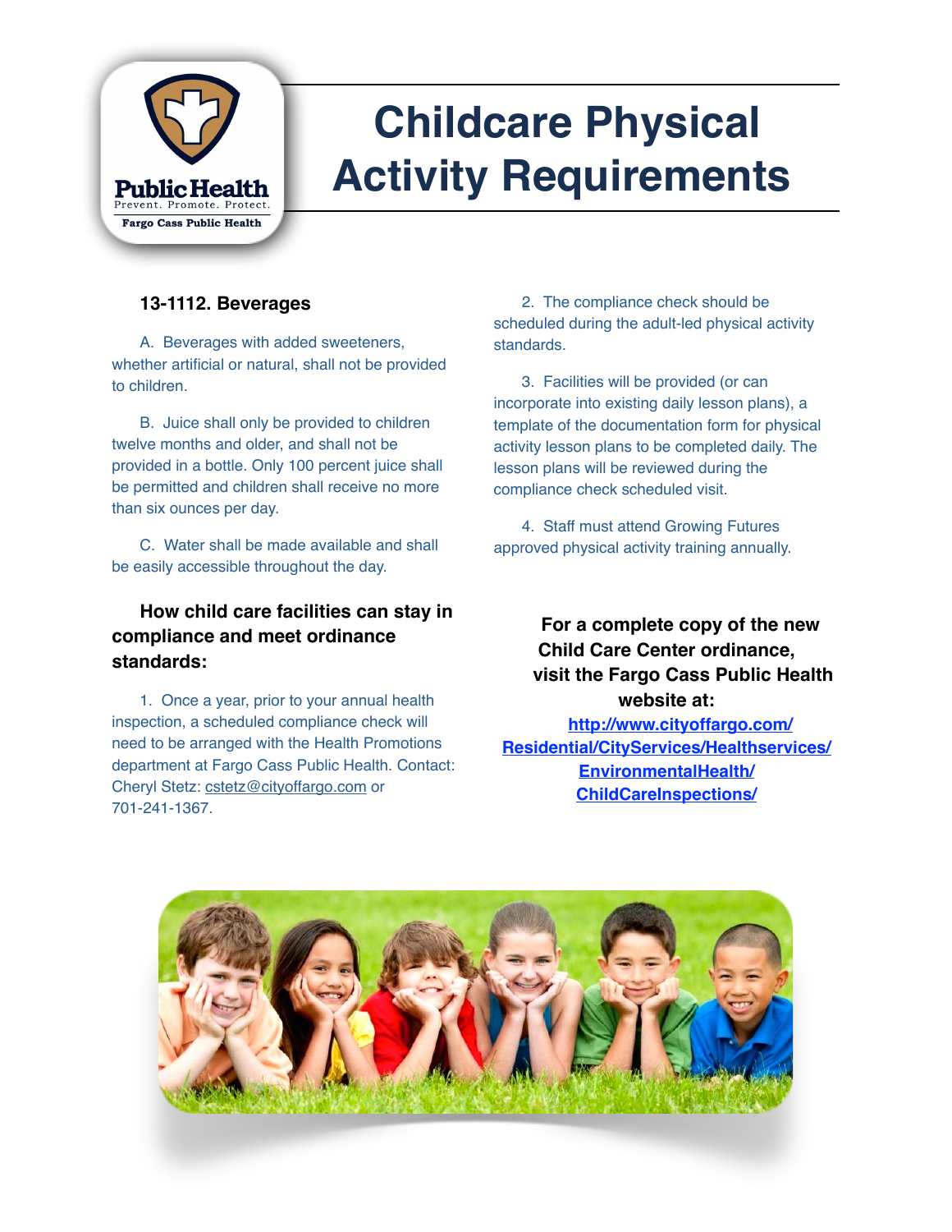Public Health
Prevent. Promote. Protect.
Fargo Cass Public Health

# Childcare Physical Activity Requirements

### 13-1112. Beverages

A. Beverages with added sweeteners, whether artificial or natural, shall not be provided to children.

B. Juice shall only be provided to children twelve months and older, and shall not be provided in a bottle. Only 100 percent juice shall be permitted and children shall receive no more than six ounces per day.

C. Water shall be made available and shall be easily accessible throughout the day.

### How child care facilities can stay in compliance and meet ordinance standards:

1. Once a year, prior to your annual health inspection, a scheduled compliance check will need to be arranged with the Health Promotions department at Fargo Cass Public Health. Contact: Cheryl Stetz: cstetz@cityoffargo.com or 701-241-1367.

2. The compliance check should be scheduled during the adult-led physical activity standards.

3. Facilities will be provided (or can incorporate into existing daily lesson plans), a template of the documentation form for physical activity lesson plans to be completed daily. The lesson plans will be reviewed during the compliance check scheduled visit.

4. Staff must attend Growing Futures approved physical activity training annually.

**For a complete copy of the new Child Care Center ordinance, visit the Fargo Cass Public Health website at:**

**http://www.cityoffargo.com/Residential/CityServices/Healthservices/EnvironmentalHealth/ChildCareInspections/**